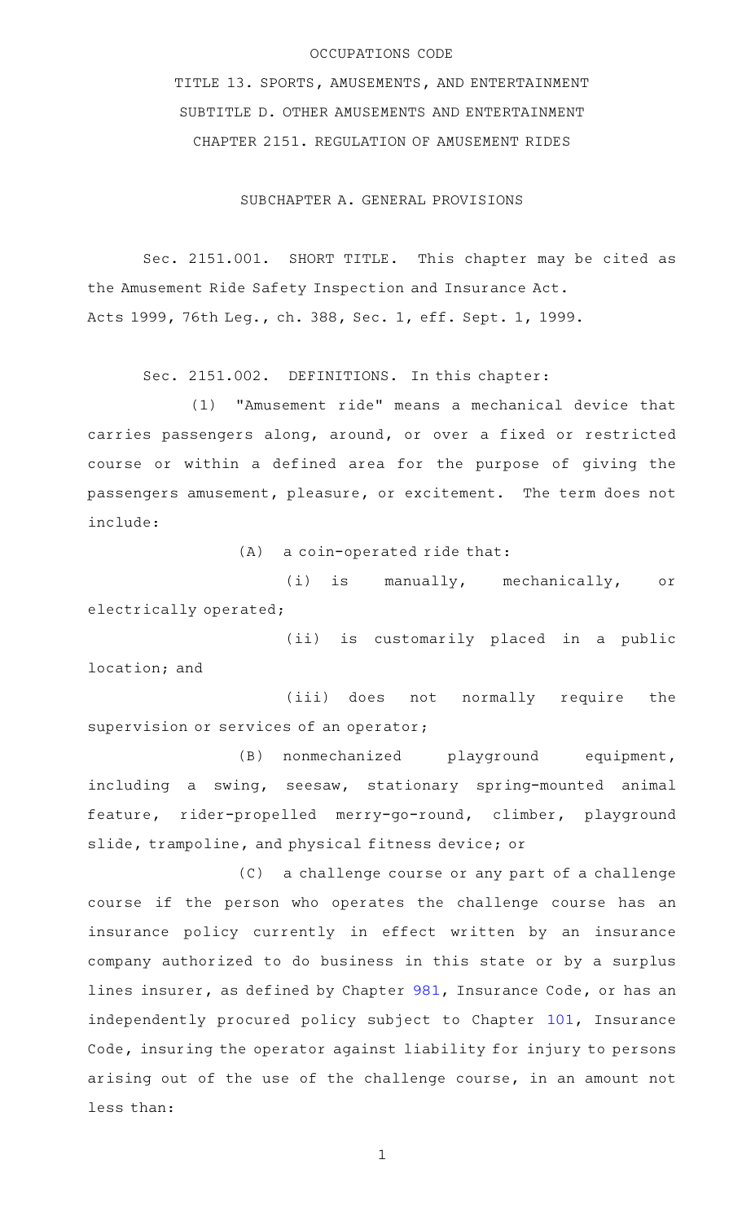OCCUPATIONS CODE

TITLE 13. SPORTS, AMUSEMENTS, AND ENTERTAINMENT

SUBTITLE D. OTHER AMUSEMENTS AND ENTERTAINMENT

CHAPTER 2151. REGULATION OF AMUSEMENT RIDES

SUBCHAPTER A. GENERAL PROVISIONS

Sec. 2151.001. SHORT TITLE. This chapter may be cited as the Amusement Ride Safety Inspection and Insurance Act.
Acts 1999, 76th Leg., ch. 388, Sec. 1, eff. Sept. 1, 1999.

Sec. 2151.002. DEFINITIONS. In this chapter:

(1) "Amusement ride" means a mechanical device that carries passengers along, around, or over a fixed or restricted course or within a defined area for the purpose of giving the passengers amusement, pleasure, or excitement. The term does not include:

(A) a coin-operated ride that:

(i) is manually, mechanically, or electrically operated;

(ii) is customarily placed in a public location; and

(iii) does not normally require the supervision or services of an operator;

(B) nonmechanized playground equipment, including a swing, seesaw, stationary spring-mounted animal feature, rider-propelled merry-go-round, climber, playground slide, trampoline, and physical fitness device; or

(C) a challenge course or any part of a challenge course if the person who operates the challenge course has an insurance policy currently in effect written by an insurance company authorized to do business in this state or by a surplus lines insurer, as defined by Chapter 981, Insurance Code, or has an independently procured policy subject to Chapter 101, Insurance Code, insuring the operator against liability for injury to persons arising out of the use of the challenge course, in an amount not less than: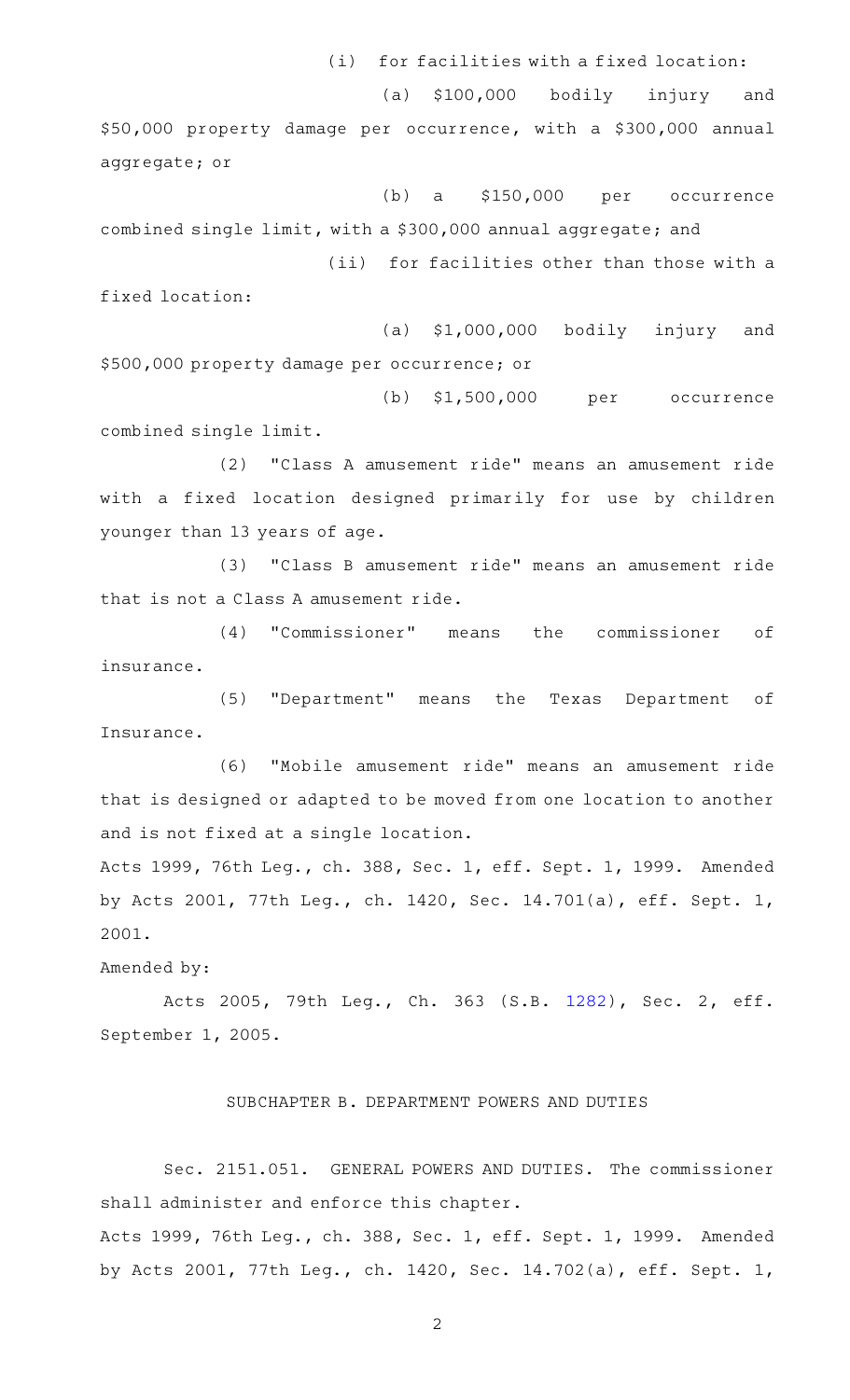(i) for facilities with a fixed location:

(a) $100,000 bodily injury and $50,000 property damage per occurrence, with a $300,000 annual aggregate; or

(b) a $150,000 per occurrence combined single limit, with a $300,000 annual aggregate; and

(ii) for facilities other than those with a fixed location:

(a) $1,000,000 bodily injury and $500,000 property damage per occurrence; or

(b) $1,500,000 per occurrence combined single limit.

(2) "Class A amusement ride" means an amusement ride with a fixed location designed primarily for use by children younger than 13 years of age.

(3) "Class B amusement ride" means an amusement ride that is not a Class A amusement ride.

(4) "Commissioner" means the commissioner of insurance.

(5) "Department" means the Texas Department of Insurance.

(6) "Mobile amusement ride" means an amusement ride that is designed or adapted to be moved from one location to another and is not fixed at a single location.

Acts 1999, 76th Leg., ch. 388, Sec. 1, eff. Sept. 1, 1999. Amended by Acts 2001, 77th Leg., ch. 1420, Sec. 14.701(a), eff. Sept. 1, 2001.

Amended by:

Acts 2005, 79th Leg., Ch. 363 (S.B. 1282), Sec. 2, eff. September 1, 2005.

SUBCHAPTER B. DEPARTMENT POWERS AND DUTIES

Sec. 2151.051. GENERAL POWERS AND DUTIES. The commissioner shall administer and enforce this chapter.

Acts 1999, 76th Leg., ch. 388, Sec. 1, eff. Sept. 1, 1999. Amended by Acts 2001, 77th Leg., ch. 1420, Sec. 14.702(a), eff. Sept. 1,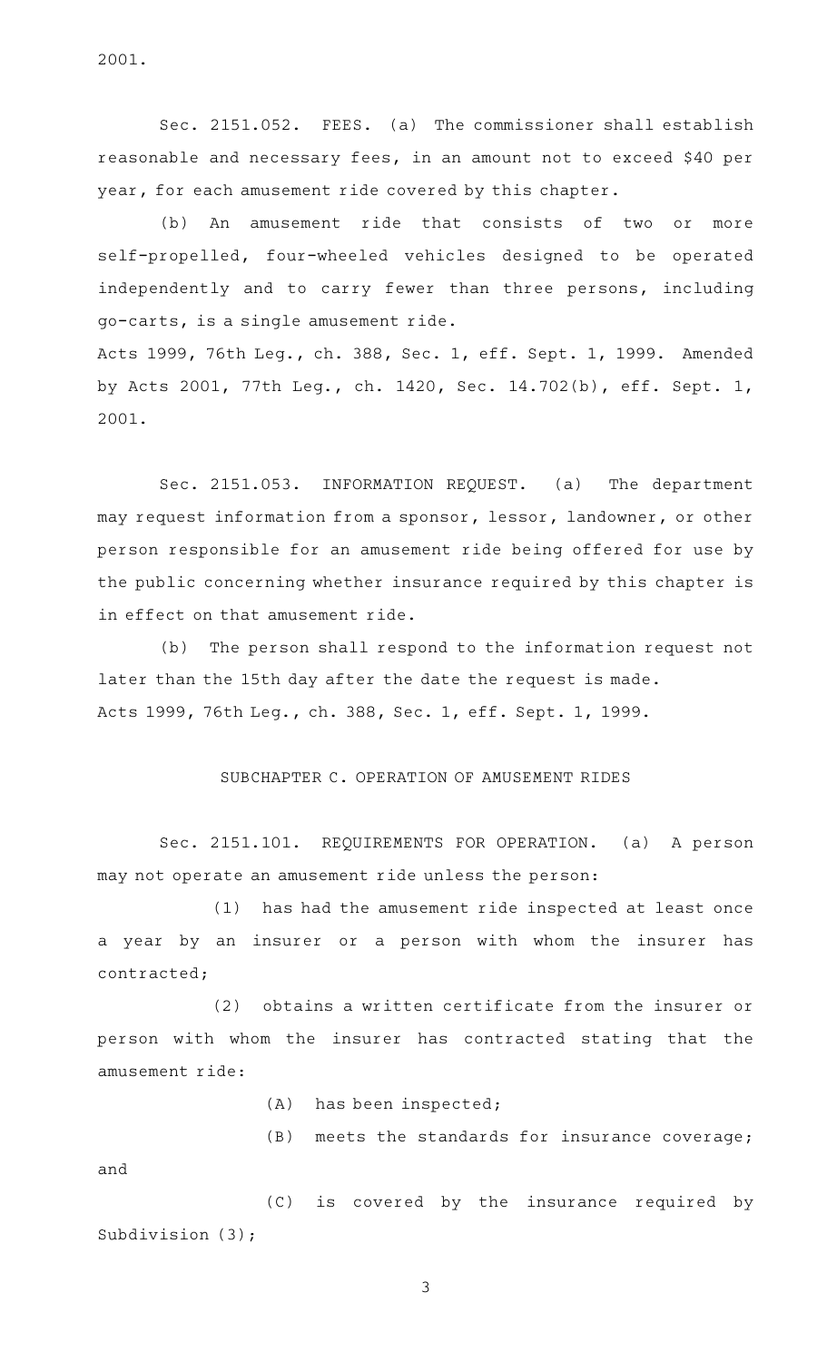2001.

Sec. 2151.052. FEES. (a) The commissioner shall establish reasonable and necessary fees, in an amount not to exceed $40 per year, for each amusement ride covered by this chapter.

(b) An amusement ride that consists of two or more self-propelled, four-wheeled vehicles designed to be operated independently and to carry fewer than three persons, including go-carts, is a single amusement ride.

Acts 1999, 76th Leg., ch. 388, Sec. 1, eff. Sept. 1, 1999. Amended by Acts 2001, 77th Leg., ch. 1420, Sec. 14.702(b), eff. Sept. 1, 2001.

Sec. 2151.053. INFORMATION REQUEST. (a) The department may request information from a sponsor, lessor, landowner, or other person responsible for an amusement ride being offered for use by the public concerning whether insurance required by this chapter is in effect on that amusement ride.

(b) The person shall respond to the information request not later than the 15th day after the date the request is made.

Acts 1999, 76th Leg., ch. 388, Sec. 1, eff. Sept. 1, 1999.

## SUBCHAPTER C. OPERATION OF AMUSEMENT RIDES

Sec. 2151.101. REQUIREMENTS FOR OPERATION. (a) A person may not operate an amusement ride unless the person:

(1) has had the amusement ride inspected at least once a year by an insurer or a person with whom the insurer has contracted;

(2) obtains a written certificate from the insurer or person with whom the insurer has contracted stating that the amusement ride:

(A) has been inspected;

(B) meets the standards for insurance coverage; and

(C) is covered by the insurance required by Subdivision (3);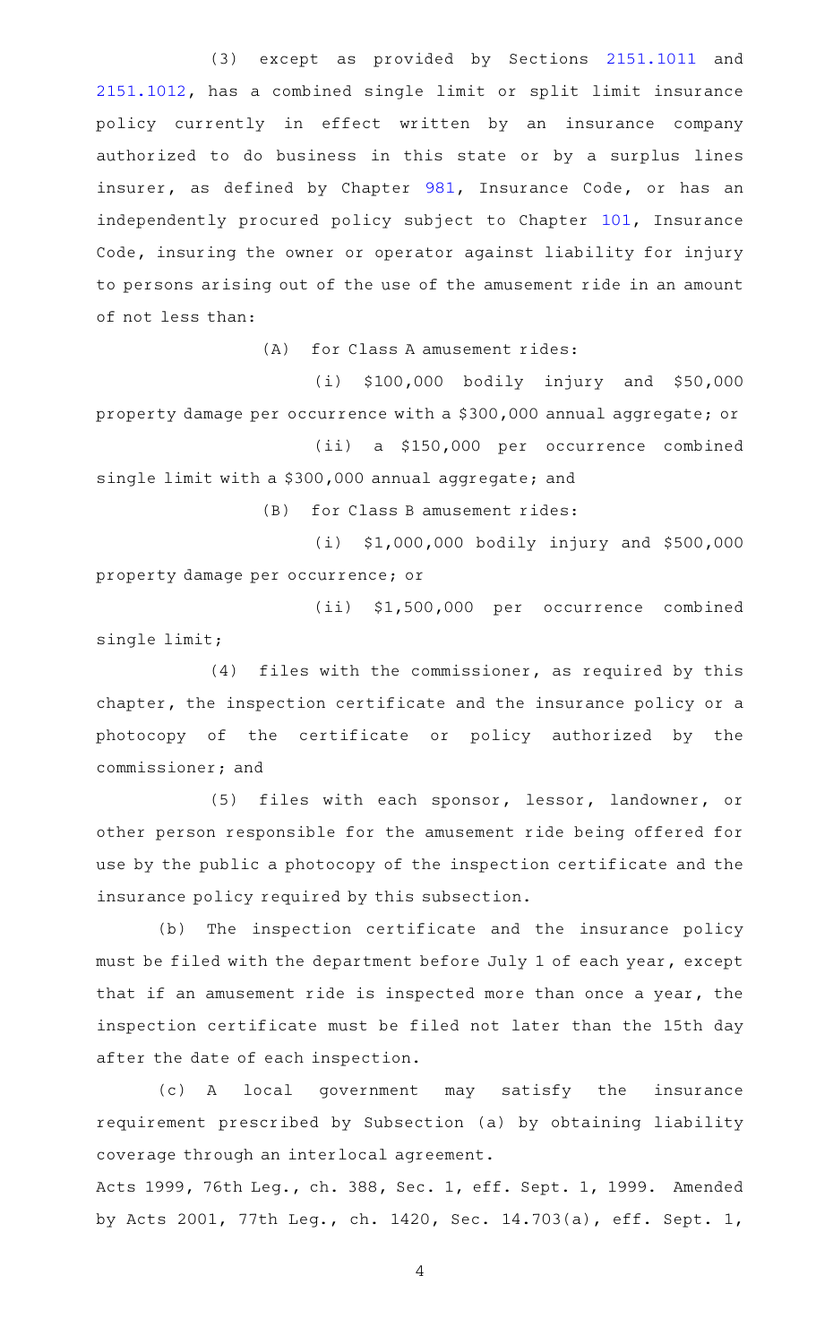(3) except as provided by Sections 2151.1011 and 2151.1012, has a combined single limit or split limit insurance policy currently in effect written by an insurance company authorized to do business in this state or by a surplus lines insurer, as defined by Chapter 981, Insurance Code, or has an independently procured policy subject to Chapter 101, Insurance Code, insuring the owner or operator against liability for injury to persons arising out of the use of the amusement ride in an amount of not less than:

(A) for Class A amusement rides:

(i) $100,000 bodily injury and $50,000 property damage per occurrence with a $300,000 annual aggregate; or

(ii) a $150,000 per occurrence combined single limit with a $300,000 annual aggregate; and

(B) for Class B amusement rides:

(i) $1,000,000 bodily injury and $500,000 property damage per occurrence; or

(ii) $1,500,000 per occurrence combined single limit;

(4) files with the commissioner, as required by this chapter, the inspection certificate and the insurance policy or a photocopy of the certificate or policy authorized by the commissioner; and

(5) files with each sponsor, lessor, landowner, or other person responsible for the amusement ride being offered for use by the public a photocopy of the inspection certificate and the insurance policy required by this subsection.

(b) The inspection certificate and the insurance policy must be filed with the department before July 1 of each year, except that if an amusement ride is inspected more than once a year, the inspection certificate must be filed not later than the 15th day after the date of each inspection.

(c) A local government may satisfy the insurance requirement prescribed by Subsection (a) by obtaining liability coverage through an interlocal agreement.

Acts 1999, 76th Leg., ch. 388, Sec. 1, eff. Sept. 1, 1999. Amended by Acts 2001, 77th Leg., ch. 1420, Sec. 14.703(a), eff. Sept. 1,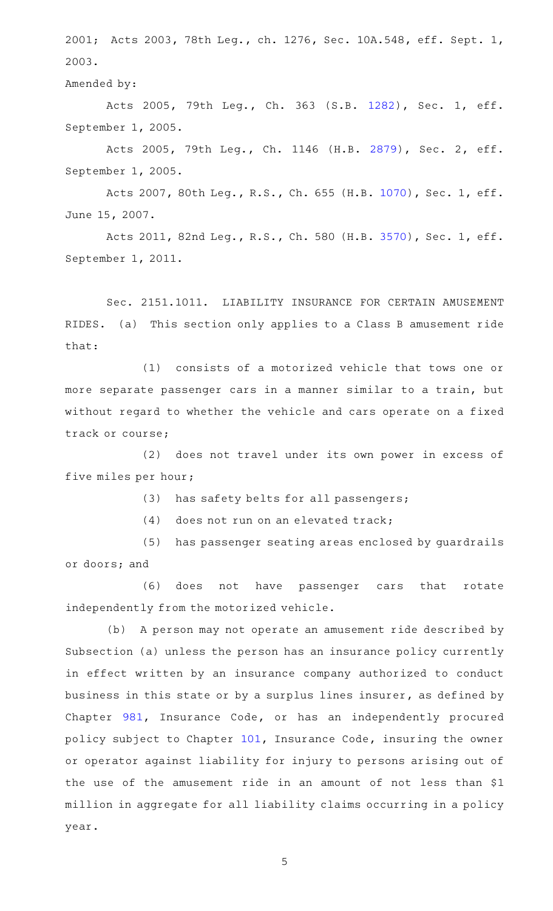2001; Acts 2003, 78th Leg., ch. 1276, Sec. 10A.548, eff. Sept. 1, 2003.

Amended by:

Acts 2005, 79th Leg., Ch. 363 (S.B. 1282), Sec. 1, eff. September 1, 2005.

Acts 2005, 79th Leg., Ch. 1146 (H.B. 2879), Sec. 2, eff. September 1, 2005.

Acts 2007, 80th Leg., R.S., Ch. 655 (H.B. 1070), Sec. 1, eff. June 15, 2007.

Acts 2011, 82nd Leg., R.S., Ch. 580 (H.B. 3570), Sec. 1, eff. September 1, 2011.

Sec. 2151.1011. LIABILITY INSURANCE FOR CERTAIN AMUSEMENT RIDES. (a) This section only applies to a Class B amusement ride that:

(1) consists of a motorized vehicle that tows one or more separate passenger cars in a manner similar to a train, but without regard to whether the vehicle and cars operate on a fixed track or course;

(2) does not travel under its own power in excess of five miles per hour;

(3) has safety belts for all passengers;

(4) does not run on an elevated track;

(5) has passenger seating areas enclosed by guardrails or doors; and

(6) does not have passenger cars that rotate independently from the motorized vehicle.

(b) A person may not operate an amusement ride described by Subsection (a) unless the person has an insurance policy currently in effect written by an insurance company authorized to conduct business in this state or by a surplus lines insurer, as defined by Chapter 981, Insurance Code, or has an independently procured policy subject to Chapter 101, Insurance Code, insuring the owner or operator against liability for injury to persons arising out of the use of the amusement ride in an amount of not less than $1 million in aggregate for all liability claims occurring in a policy year.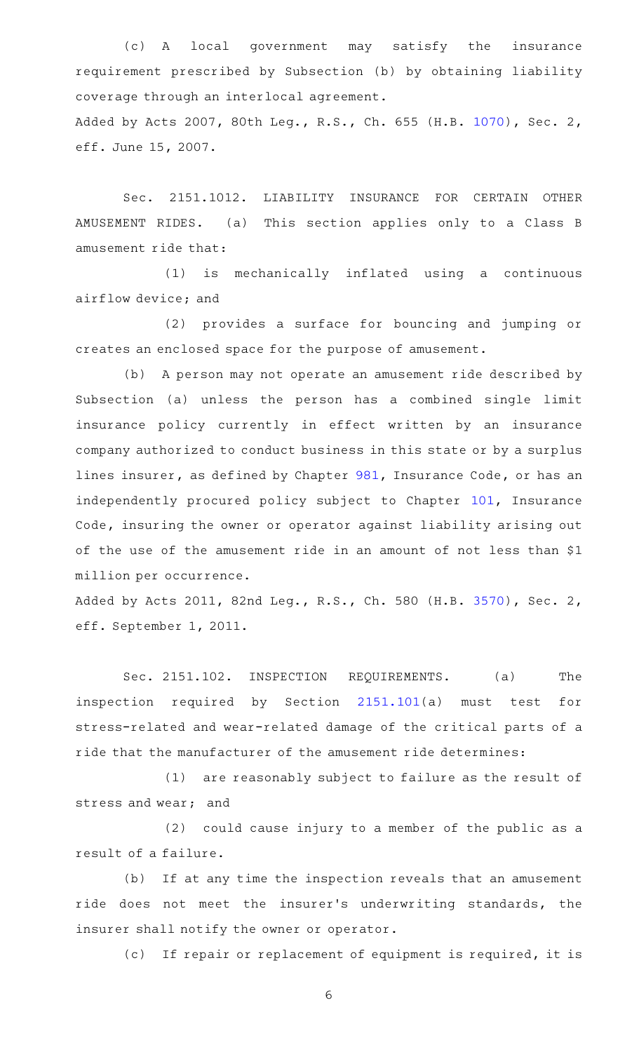(c) A local government may satisfy the insurance requirement prescribed by Subsection (b) by obtaining liability coverage through an interlocal agreement.

Added by Acts 2007, 80th Leg., R.S., Ch. 655 (H.B. 1070), Sec. 2, eff. June 15, 2007.

Sec. 2151.1012. LIABILITY INSURANCE FOR CERTAIN OTHER AMUSEMENT RIDES. (a) This section applies only to a Class B amusement ride that:

(1) is mechanically inflated using a continuous airflow device; and

(2) provides a surface for bouncing and jumping or creates an enclosed space for the purpose of amusement.

(b) A person may not operate an amusement ride described by Subsection (a) unless the person has a combined single limit insurance policy currently in effect written by an insurance company authorized to conduct business in this state or by a surplus lines insurer, as defined by Chapter 981, Insurance Code, or has an independently procured policy subject to Chapter 101, Insurance Code, insuring the owner or operator against liability arising out of the use of the amusement ride in an amount of not less than $1 million per occurrence.

Added by Acts 2011, 82nd Leg., R.S., Ch. 580 (H.B. 3570), Sec. 2, eff. September 1, 2011.

Sec. 2151.102. INSPECTION REQUIREMENTS. (a) The inspection required by Section 2151.101(a) must test for stress-related and wear-related damage of the critical parts of a ride that the manufacturer of the amusement ride determines:

(1) are reasonably subject to failure as the result of stress and wear; and

(2) could cause injury to a member of the public as a result of a failure.

(b) If at any time the inspection reveals that an amusement ride does not meet the insurer's underwriting standards, the insurer shall notify the owner or operator.

(c) If repair or replacement of equipment is required, it is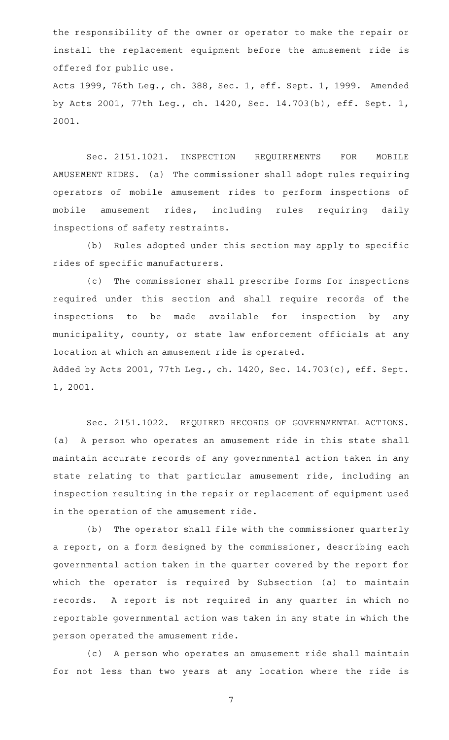the responsibility of the owner or operator to make the repair or install the replacement equipment before the amusement ride is offered for public use.

Acts 1999, 76th Leg., ch. 388, Sec. 1, eff. Sept. 1, 1999. Amended by Acts 2001, 77th Leg., ch. 1420, Sec. 14.703(b), eff. Sept. 1, 2001.

Sec. 2151.1021. INSPECTION REQUIREMENTS FOR MOBILE AMUSEMENT RIDES. (a) The commissioner shall adopt rules requiring operators of mobile amusement rides to perform inspections of mobile amusement rides, including rules requiring daily inspections of safety restraints.

(b) Rules adopted under this section may apply to specific rides of specific manufacturers.

(c) The commissioner shall prescribe forms for inspections required under this section and shall require records of the inspections to be made available for inspection by any municipality, county, or state law enforcement officials at any location at which an amusement ride is operated.

Added by Acts 2001, 77th Leg., ch. 1420, Sec. 14.703(c), eff. Sept. 1, 2001.

Sec. 2151.1022. REQUIRED RECORDS OF GOVERNMENTAL ACTIONS. (a) A person who operates an amusement ride in this state shall maintain accurate records of any governmental action taken in any state relating to that particular amusement ride, including an inspection resulting in the repair or replacement of equipment used in the operation of the amusement ride.

(b) The operator shall file with the commissioner quarterly a report, on a form designed by the commissioner, describing each governmental action taken in the quarter covered by the report for which the operator is required by Subsection (a) to maintain records. A report is not required in any quarter in which no reportable governmental action was taken in any state in which the person operated the amusement ride.

(c) A person who operates an amusement ride shall maintain for not less than two years at any location where the ride is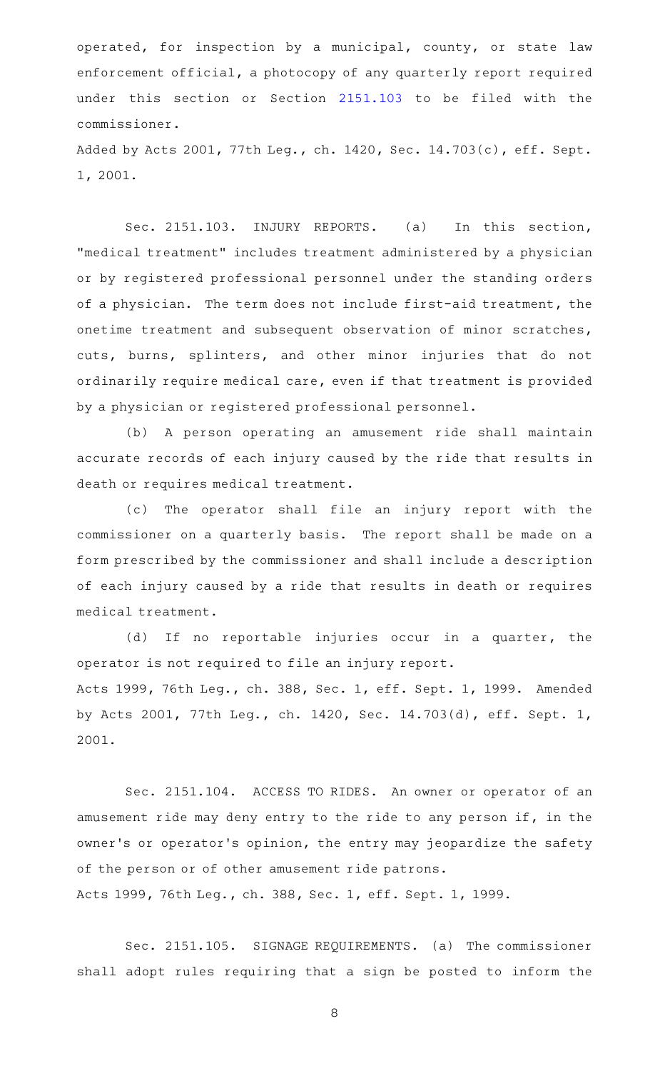operated, for inspection by a municipal, county, or state law enforcement official, a photocopy of any quarterly report required under this section or Section 2151.103 to be filed with the commissioner.

Added by Acts 2001, 77th Leg., ch. 1420, Sec. 14.703(c), eff. Sept. 1, 2001.

Sec. 2151.103. INJURY REPORTS. (a) In this section, "medical treatment" includes treatment administered by a physician or by registered professional personnel under the standing orders of a physician. The term does not include first-aid treatment, the onetime treatment and subsequent observation of minor scratches, cuts, burns, splinters, and other minor injuries that do not ordinarily require medical care, even if that treatment is provided by a physician or registered professional personnel.

(b) A person operating an amusement ride shall maintain accurate records of each injury caused by the ride that results in death or requires medical treatment.

(c) The operator shall file an injury report with the commissioner on a quarterly basis. The report shall be made on a form prescribed by the commissioner and shall include a description of each injury caused by a ride that results in death or requires medical treatment.

(d) If no reportable injuries occur in a quarter, the operator is not required to file an injury report.

Acts 1999, 76th Leg., ch. 388, Sec. 1, eff. Sept. 1, 1999. Amended by Acts 2001, 77th Leg., ch. 1420, Sec. 14.703(d), eff. Sept. 1, 2001.

Sec. 2151.104. ACCESS TO RIDES. An owner or operator of an amusement ride may deny entry to the ride to any person if, in the owner's or operator's opinion, the entry may jeopardize the safety of the person or of other amusement ride patrons.

Acts 1999, 76th Leg., ch. 388, Sec. 1, eff. Sept. 1, 1999.

Sec. 2151.105. SIGNAGE REQUIREMENTS. (a) The commissioner shall adopt rules requiring that a sign be posted to inform the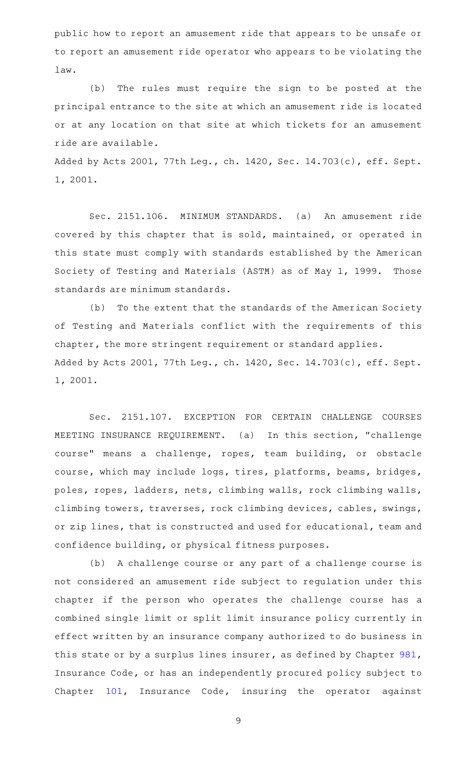public how to report an amusement ride that appears to be unsafe or to report an amusement ride operator who appears to be violating the law.

(b) The rules must require the sign to be posted at the principal entrance to the site at which an amusement ride is located or at any location on that site at which tickets for an amusement ride are available.

Added by Acts 2001, 77th Leg., ch. 1420, Sec. 14.703(c), eff. Sept. 1, 2001.

Sec. 2151.106. MINIMUM STANDARDS. (a) An amusement ride covered by this chapter that is sold, maintained, or operated in this state must comply with standards established by the American Society of Testing and Materials (ASTM) as of May 1, 1999. Those standards are minimum standards.

(b) To the extent that the standards of the American Society of Testing and Materials conflict with the requirements of this chapter, the more stringent requirement or standard applies.

Added by Acts 2001, 77th Leg., ch. 1420, Sec. 14.703(c), eff. Sept. 1, 2001.

Sec. 2151.107. EXCEPTION FOR CERTAIN CHALLENGE COURSES MEETING INSURANCE REQUIREMENT. (a) In this section, "challenge course" means a challenge, ropes, team building, or obstacle course, which may include logs, tires, platforms, beams, bridges, poles, ropes, ladders, nets, climbing walls, rock climbing walls, climbing towers, traverses, rock climbing devices, cables, swings, or zip lines, that is constructed and used for educational, team and confidence building, or physical fitness purposes.

(b) A challenge course or any part of a challenge course is not considered an amusement ride subject to regulation under this chapter if the person who operates the challenge course has a combined single limit or split limit insurance policy currently in effect written by an insurance company authorized to do business in this state or by a surplus lines insurer, as defined by Chapter 981, Insurance Code, or has an independently procured policy subject to Chapter 101, Insurance Code, insuring the operator against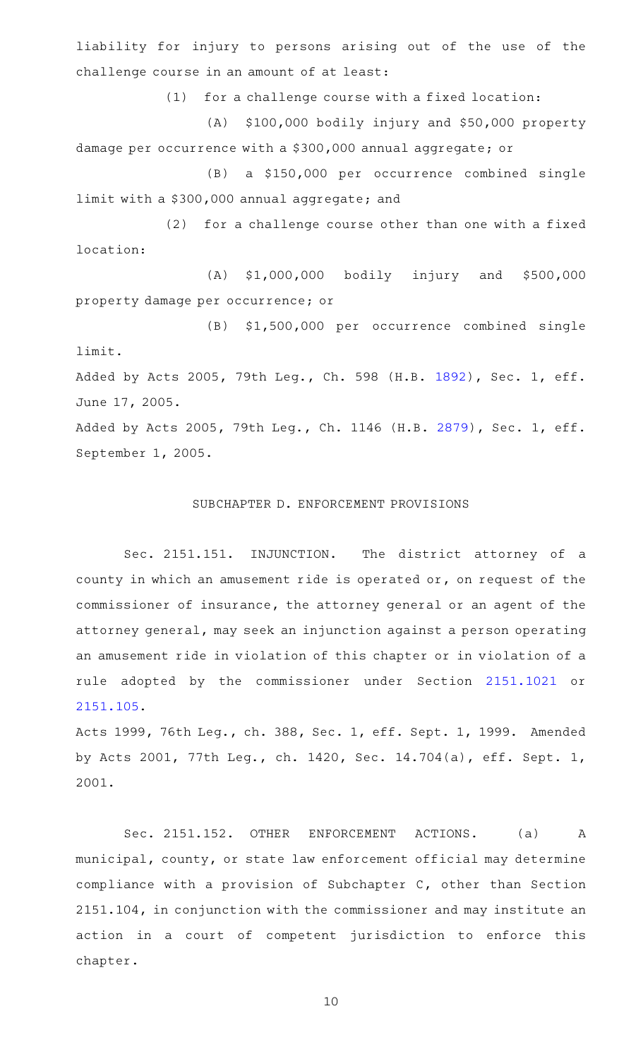liability for injury to persons arising out of the use of the challenge course in an amount of at least:

(1) for a challenge course with a fixed location:

(A) $100,000 bodily injury and $50,000 property damage per occurrence with a $300,000 annual aggregate; or

(B) a $150,000 per occurrence combined single limit with a $300,000 annual aggregate; and

(2) for a challenge course other than one with a fixed location:

(A) $1,000,000 bodily injury and $500,000 property damage per occurrence; or

(B) $1,500,000 per occurrence combined single limit.

Added by Acts 2005, 79th Leg., Ch. 598 (H.B. 1892), Sec. 1, eff. June 17, 2005.

Added by Acts 2005, 79th Leg., Ch. 1146 (H.B. 2879), Sec. 1, eff. September 1, 2005.

SUBCHAPTER D. ENFORCEMENT PROVISIONS

Sec. 2151.151. INJUNCTION. The district attorney of a county in which an amusement ride is operated or, on request of the commissioner of insurance, the attorney general or an agent of the attorney general, may seek an injunction against a person operating an amusement ride in violation of this chapter or in violation of a rule adopted by the commissioner under Section 2151.1021 or 2151.105.

Acts 1999, 76th Leg., ch. 388, Sec. 1, eff. Sept. 1, 1999. Amended by Acts 2001, 77th Leg., ch. 1420, Sec. 14.704(a), eff. Sept. 1, 2001.

Sec. 2151.152. OTHER ENFORCEMENT ACTIONS. (a) A municipal, county, or state law enforcement official may determine compliance with a provision of Subchapter C, other than Section 2151.104, in conjunction with the commissioner and may institute an action in a court of competent jurisdiction to enforce this chapter.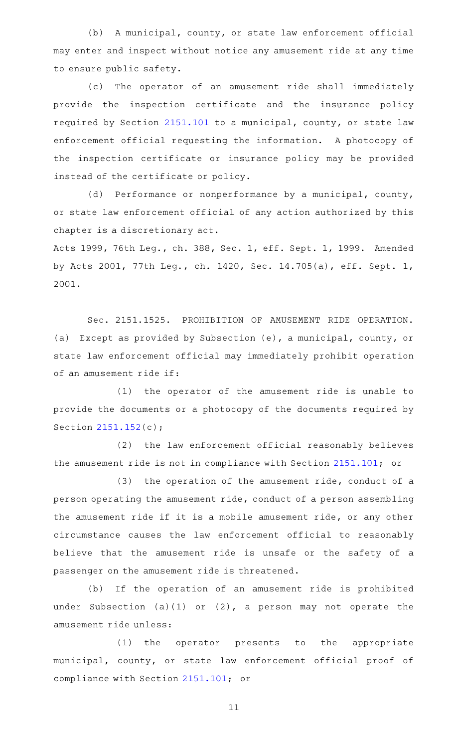(b) A municipal, county, or state law enforcement official may enter and inspect without notice any amusement ride at any time to ensure public safety.

(c) The operator of an amusement ride shall immediately provide the inspection certificate and the insurance policy required by Section 2151.101 to a municipal, county, or state law enforcement official requesting the information. A photocopy of the inspection certificate or insurance policy may be provided instead of the certificate or policy.

(d) Performance or nonperformance by a municipal, county, or state law enforcement official of any action authorized by this chapter is a discretionary act.

Acts 1999, 76th Leg., ch. 388, Sec. 1, eff. Sept. 1, 1999. Amended by Acts 2001, 77th Leg., ch. 1420, Sec. 14.705(a), eff. Sept. 1, 2001.

Sec. 2151.1525. PROHIBITION OF AMUSEMENT RIDE OPERATION. (a) Except as provided by Subsection (e), a municipal, county, or state law enforcement official may immediately prohibit operation of an amusement ride if:

(1) the operator of the amusement ride is unable to provide the documents or a photocopy of the documents required by Section 2151.152(c);

(2) the law enforcement official reasonably believes the amusement ride is not in compliance with Section 2151.101; or

(3) the operation of the amusement ride, conduct of a person operating the amusement ride, conduct of a person assembling the amusement ride if it is a mobile amusement ride, or any other circumstance causes the law enforcement official to reasonably believe that the amusement ride is unsafe or the safety of a passenger on the amusement ride is threatened.

(b) If the operation of an amusement ride is prohibited under Subsection (a)(1) or (2), a person may not operate the amusement ride unless:

(1) the operator presents to the appropriate municipal, county, or state law enforcement official proof of compliance with Section 2151.101; or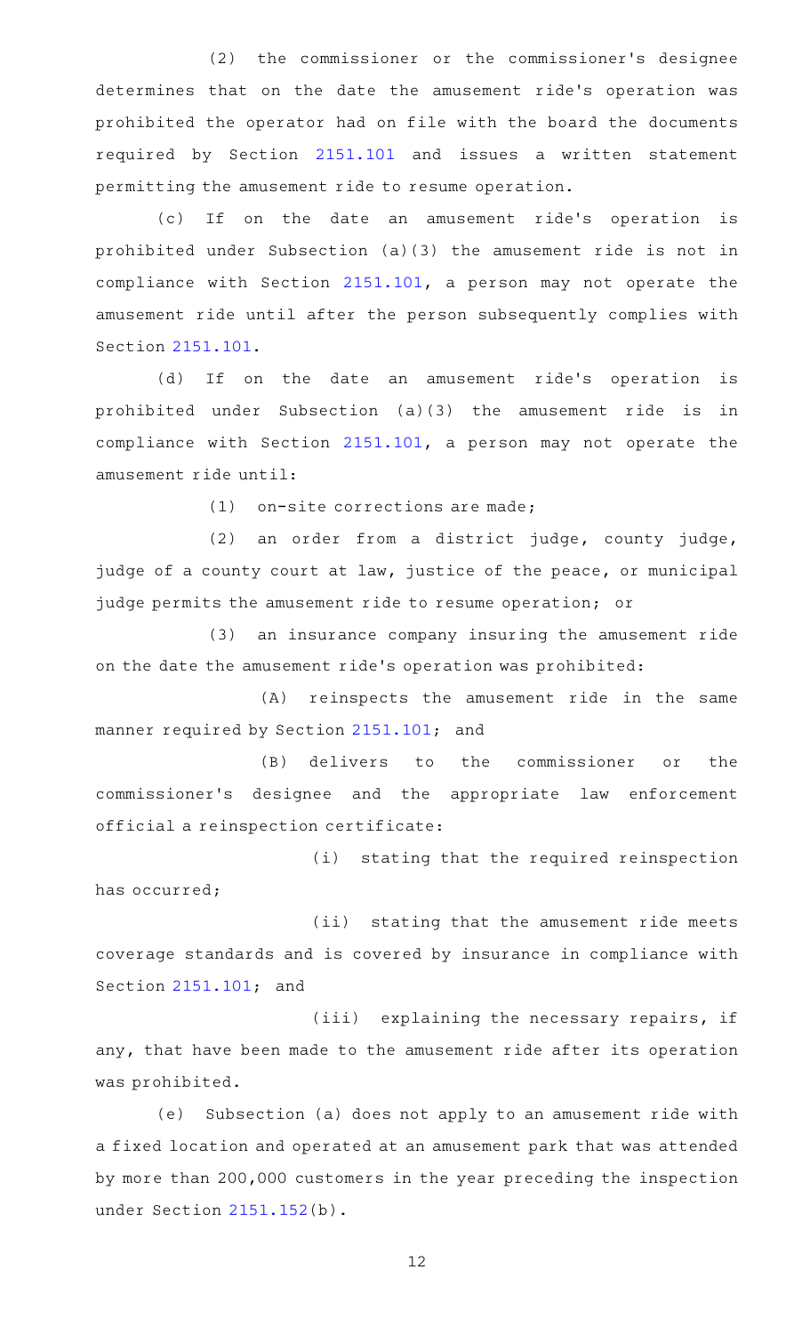(2) the commissioner or the commissioner's designee determines that on the date the amusement ride's operation was prohibited the operator had on file with the board the documents required by Section 2151.101 and issues a written statement permitting the amusement ride to resume operation.

(c) If on the date an amusement ride's operation is prohibited under Subsection (a)(3) the amusement ride is not in compliance with Section 2151.101, a person may not operate the amusement ride until after the person subsequently complies with Section 2151.101.

(d) If on the date an amusement ride's operation is prohibited under Subsection (a)(3) the amusement ride is in compliance with Section 2151.101, a person may not operate the amusement ride until:

(1) on-site corrections are made;

(2) an order from a district judge, county judge, judge of a county court at law, justice of the peace, or municipal judge permits the amusement ride to resume operation; or

(3) an insurance company insuring the amusement ride on the date the amusement ride's operation was prohibited:

(A) reinspects the amusement ride in the same manner required by Section 2151.101; and

(B) delivers to the commissioner or the commissioner's designee and the appropriate law enforcement official a reinspection certificate:

(i) stating that the required reinspection has occurred;

(ii) stating that the amusement ride meets coverage standards and is covered by insurance in compliance with Section 2151.101; and

(iii) explaining the necessary repairs, if any, that have been made to the amusement ride after its operation was prohibited.

(e) Subsection (a) does not apply to an amusement ride with a fixed location and operated at an amusement park that was attended by more than 200,000 customers in the year preceding the inspection under Section 2151.152(b).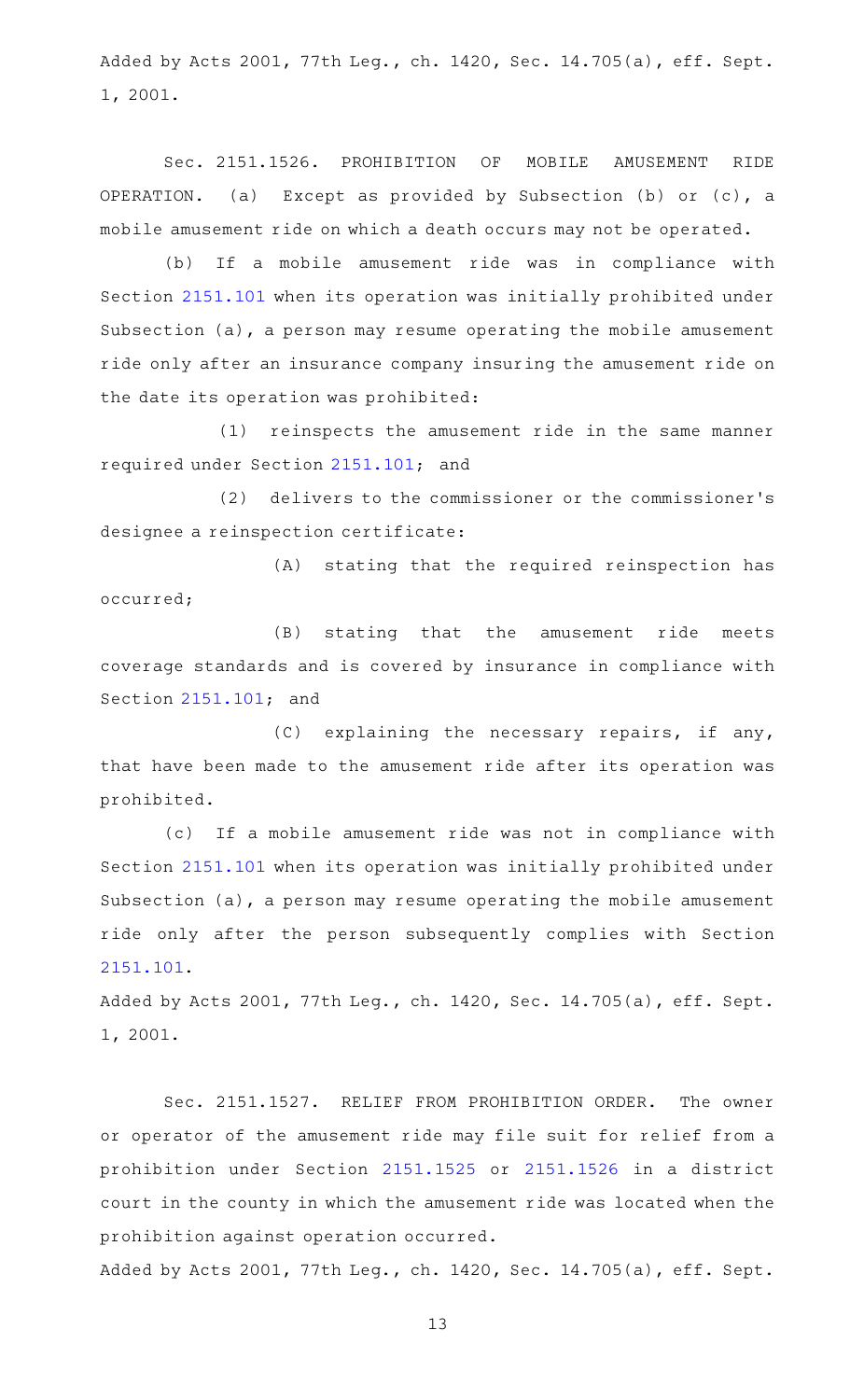Added by Acts 2001, 77th Leg., ch. 1420, Sec. 14.705(a), eff. Sept. 1, 2001.

Sec. 2151.1526. PROHIBITION OF MOBILE AMUSEMENT RIDE OPERATION. (a) Except as provided by Subsection (b) or (c), a mobile amusement ride on which a death occurs may not be operated.

(b) If a mobile amusement ride was in compliance with Section 2151.101 when its operation was initially prohibited under Subsection (a), a person may resume operating the mobile amusement ride only after an insurance company insuring the amusement ride on the date its operation was prohibited:

(1) reinspects the amusement ride in the same manner required under Section 2151.101; and

(2) delivers to the commissioner or the commissioner's designee a reinspection certificate:

(A) stating that the required reinspection has occurred;

(B) stating that the amusement ride meets coverage standards and is covered by insurance in compliance with Section 2151.101; and

(C) explaining the necessary repairs, if any, that have been made to the amusement ride after its operation was prohibited.

(c) If a mobile amusement ride was not in compliance with Section 2151.101 when its operation was initially prohibited under Subsection (a), a person may resume operating the mobile amusement ride only after the person subsequently complies with Section 2151.101.

Added by Acts 2001, 77th Leg., ch. 1420, Sec. 14.705(a), eff. Sept. 1, 2001.

Sec. 2151.1527. RELIEF FROM PROHIBITION ORDER. The owner or operator of the amusement ride may file suit for relief from a prohibition under Section 2151.1525 or 2151.1526 in a district court in the county in which the amusement ride was located when the prohibition against operation occurred.

Added by Acts 2001, 77th Leg., ch. 1420, Sec. 14.705(a), eff. Sept.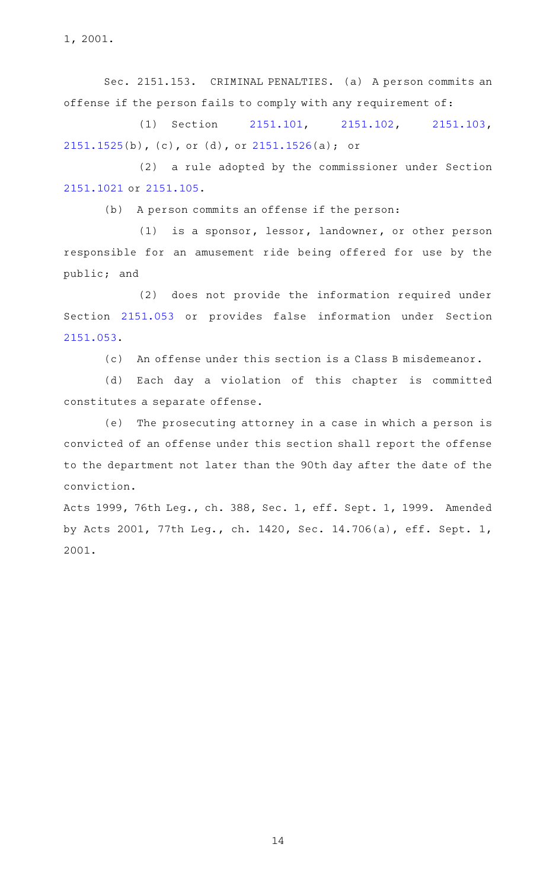1, 2001.

Sec. 2151.153. CRIMINAL PENALTIES. (a) A person commits an offense if the person fails to comply with any requirement of:

(1) Section 2151.101, 2151.102, 2151.103, 2151.1525(b), (c), or (d), or 2151.1526(a); or

(2) a rule adopted by the commissioner under Section 2151.1021 or 2151.105.

(b) A person commits an offense if the person:

(1) is a sponsor, lessor, landowner, or other person responsible for an amusement ride being offered for use by the public; and

(2) does not provide the information required under Section 2151.053 or provides false information under Section 2151.053.

(c) An offense under this section is a Class B misdemeanor.

(d) Each day a violation of this chapter is committed constitutes a separate offense.

(e) The prosecuting attorney in a case in which a person is convicted of an offense under this section shall report the offense to the department not later than the 90th day after the date of the conviction.

Acts 1999, 76th Leg., ch. 388, Sec. 1, eff. Sept. 1, 1999. Amended by Acts 2001, 77th Leg., ch. 1420, Sec. 14.706(a), eff. Sept. 1, 2001.